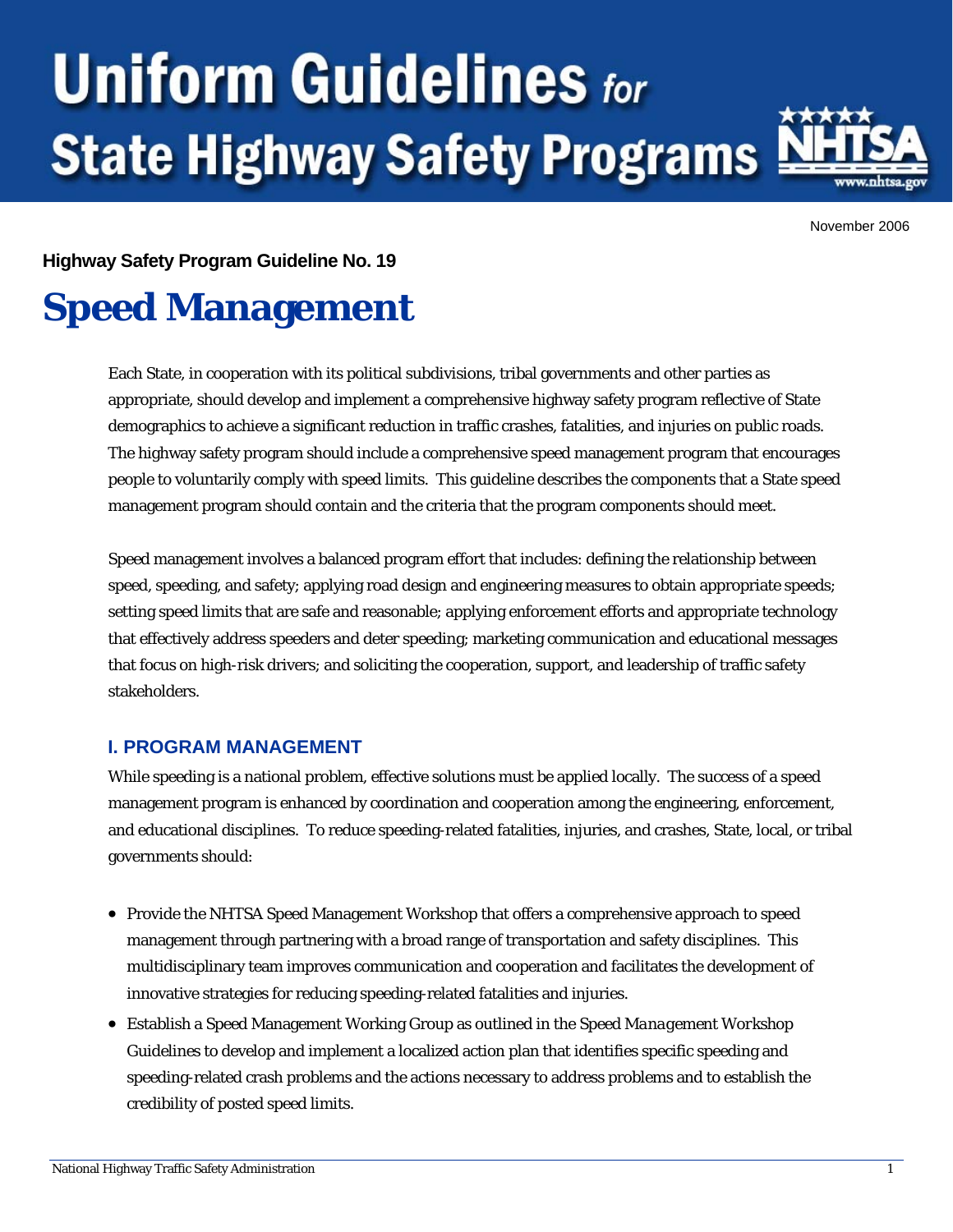# Uniform Guidelines for State Highway Safety Programs

November 2006

**Highway Safety Program Guideline No. 19**

# Speed Management

Each State, in cooperation with its political subdivisions, tribal governments and other parties as appropriate, should develop and implement a comprehensive highway safety program reflective of State demographics to achieve a significant reduction in traffic crashes, fatalities, and injuries on public roads. The highway safety program should include a comprehensive speed management program that encourages people to voluntarily comply with speed limits. This guideline describes the components that a State speed management program should contain and the criteria that the program components should meet.

Speed management involves a balanced program effort that includes: defining the relationship between speed, speeding, and safety; applying road design and engineering measures to obtain appropriate speeds; setting speed limits that are safe and reasonable; applying enforcement efforts and appropriate technology that effectively address speeders and deter speeding; marketing communication and educational messages that focus on high-risk drivers; and soliciting the cooperation, support, and leadership of traffic safety stakeholders.

## I. PROGRAM MANAGEMENT

While speeding is a national problem, effective solutions must be applied locally. The success of a speed management program is enhanced by coordination and cooperation among the engineering, enforcement, and educational disciplines. To reduce speeding-related fatalities, injuries, and crashes, State, local, or tribal governments should:

- Provide the NHTSA Speed Management Workshop that offers a comprehensive approach to speed management through partnering with a broad range of transportation and safety disciplines. This multidisciplinary team improves communication and cooperation and facilitates the development of innovative strategies for reducing speeding-related fatalities and injuries.
- Establish a Speed Management Working Group as outlined in the *Speed Management Workshop Guidelines* to develop and implement a localized action plan that identifies specific speeding and speeding-related crash problems and the actions necessary to address problems and to establish the credibility of posted speed limits.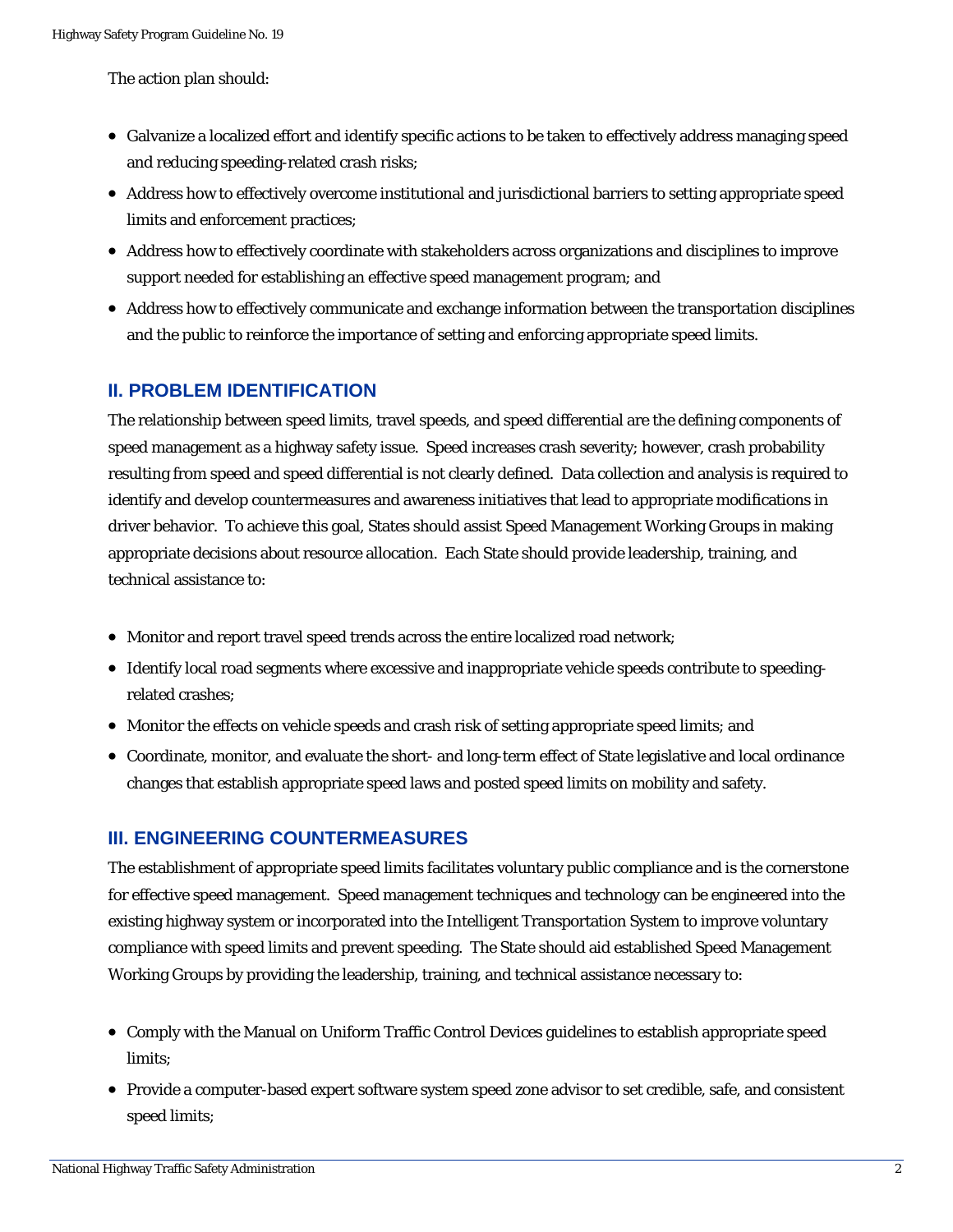The action plan should:

- Galvanize a localized effort and identify specific actions to be taken to effectively address managing speed and reducing speeding-related crash risks;
- Address how to effectively overcome institutional and jurisdictional barriers to setting appropriate speed limits and enforcement practices;
- Address how to effectively coordinate with stakeholders across organizations and disciplines to improve support needed for establishing an effective speed management program; and
- Address how to effectively communicate and exchange information between the transportation disciplines and the public to reinforce the importance of setting and enforcing appropriate speed limits.

## II. PROBLEM IDENTIFICATION

The relationship between speed limits, travel speeds, and speed differential are the defining components of speed management as a highway safety issue. Speed increases crash severity; however, crash probability resulting from speed and speed differential is not clearly defined. Data collection and analysis is required to identify and develop countermeasures and awareness initiatives that lead to appropriate modifications in driver behavior. To achieve this goal, States should assist Speed Management Working Groups in making appropriate decisions about resource allocation. Each State should provide leadership, training, and technical assistance to:

- Monitor and report travel speed trends across the entire localized road network;
- Identify local road segments where excessive and inappropriate vehicle speeds contribute to speeding-related crashes;
- Monitor the effects on vehicle speeds and crash risk of setting appropriate speed limits; and
- Coordinate, monitor, and evaluate the short- and long-term effect of State legislative and local ordinance changes that establish appropriate speed laws and posted speed limits on mobility and safety.

## III. ENGINEERING COUNTERMEASURES

The establishment of appropriate speed limits facilitates voluntary public compliance and is the cornerstone for effective speed management. Speed management techniques and technology can be engineered into the existing highway system or incorporated into the Intelligent Transportation System to improve voluntary compliance with speed limits and prevent speeding. The State should aid established Speed Management Working Groups by providing the leadership, training, and technical assistance necessary to:

- Comply with the Manual on Uniform Traffic Control Devices guidelines to establish appropriate speed limits;
- Provide a computer-based expert software system speed zone advisor to set credible, safe, and consistent speed limits;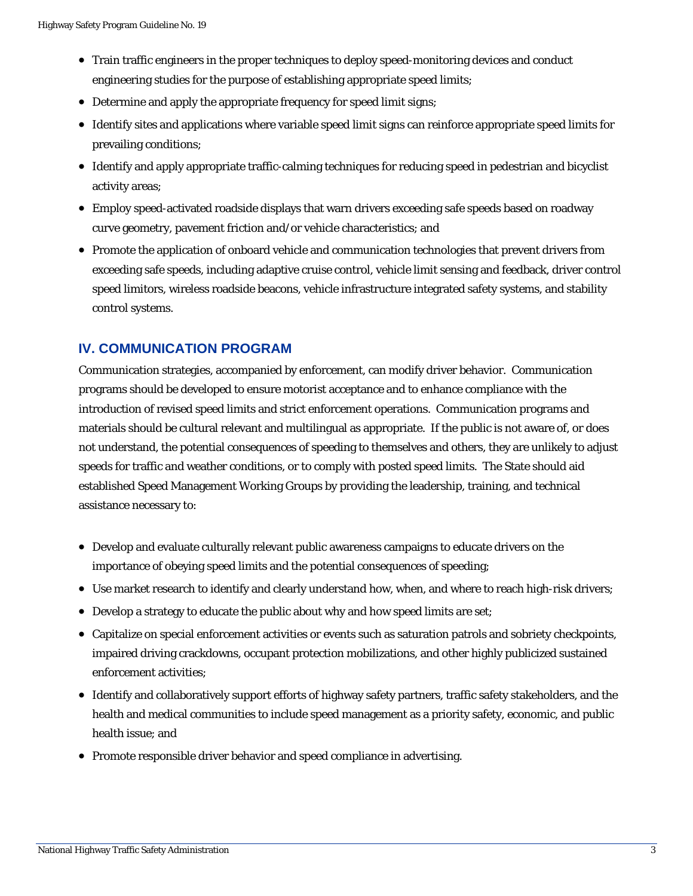- Train traffic engineers in the proper techniques to deploy speed-monitoring devices and conduct engineering studies for the purpose of establishing appropriate speed limits;
- Determine and apply the appropriate frequency for speed limit signs;
- Identify sites and applications where variable speed limit signs can reinforce appropriate speed limits for prevailing conditions;
- Identify and apply appropriate traffic-calming techniques for reducing speed in pedestrian and bicyclist activity areas;
- Employ speed-activated roadside displays that warn drivers exceeding safe speeds based on roadway curve geometry, pavement friction and/or vehicle characteristics; and
- Promote the application of onboard vehicle and communication technologies that prevent drivers from exceeding safe speeds, including adaptive cruise control, vehicle limit sensing and feedback, driver control speed limitors, wireless roadside beacons, vehicle infrastructure integrated safety systems, and stability control systems.

## IV. COMMUNICATION PROGRAM

Communication strategies, accompanied by enforcement, can modify driver behavior. Communication programs should be developed to ensure motorist acceptance and to enhance compliance with the introduction of revised speed limits and strict enforcement operations. Communication programs and materials should be cultural relevant and multilingual as appropriate. If the public is not aware of, or does not understand, the potential consequences of speeding to themselves and others, they are unlikely to adjust speeds for traffic and weather conditions, or to comply with posted speed limits. The State should aid established Speed Management Working Groups by providing the leadership, training, and technical assistance necessary to:

- Develop and evaluate culturally relevant public awareness campaigns to educate drivers on the importance of obeying speed limits and the potential consequences of speeding;
- Use market research to identify and clearly understand how, when, and where to reach high-risk drivers;
- Develop a strategy to educate the public about why and how speed limits are set;
- Capitalize on special enforcement activities or events such as saturation patrols and sobriety checkpoints, impaired driving crackdowns, occupant protection mobilizations, and other highly publicized sustained enforcement activities;
- Identify and collaboratively support efforts of highway safety partners, traffic safety stakeholders, and the health and medical communities to include speed management as a priority safety, economic, and public health issue; and
- Promote responsible driver behavior and speed compliance in advertising.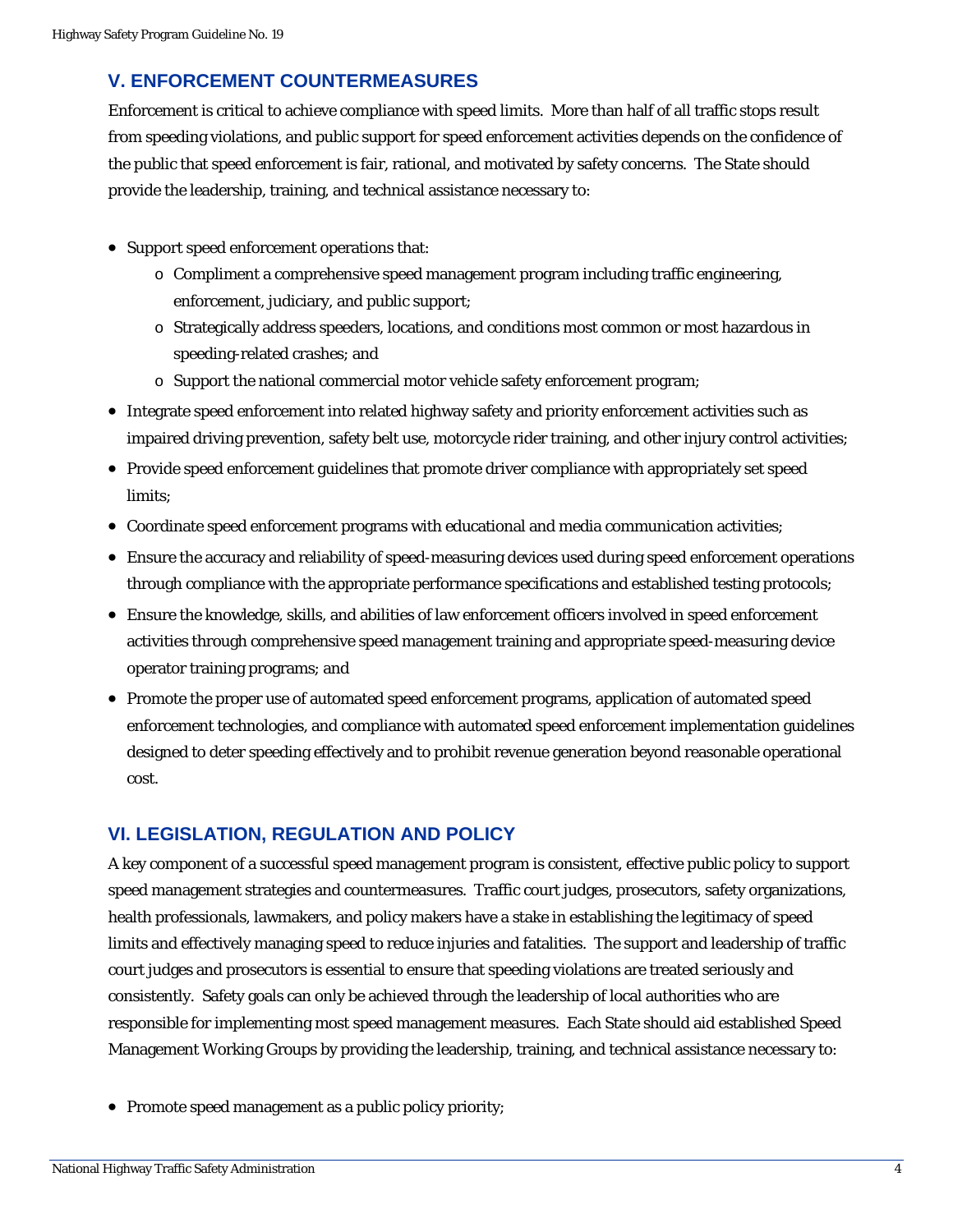## V. ENFORCEMENT COUNTERMEASURES

Enforcement is critical to achieve compliance with speed limits. More than half of all traffic stops result from speeding violations, and public support for speed enforcement activities depends on the confidence of the public that speed enforcement is fair, rational, and motivated by safety concerns. The State should provide the leadership, training, and technical assistance necessary to:

- Support speed enforcement operations that:
  - Compliment a comprehensive speed management program including traffic engineering, enforcement, judiciary, and public support;
  - Strategically address speeders, locations, and conditions most common or most hazardous in speeding-related crashes; and
  - Support the national commercial motor vehicle safety enforcement program;
- Integrate speed enforcement into related highway safety and priority enforcement activities such as impaired driving prevention, safety belt use, motorcycle rider training, and other injury control activities;
- Provide speed enforcement guidelines that promote driver compliance with appropriately set speed limits;
- Coordinate speed enforcement programs with educational and media communication activities;
- Ensure the accuracy and reliability of speed-measuring devices used during speed enforcement operations through compliance with the appropriate performance specifications and established testing protocols;
- Ensure the knowledge, skills, and abilities of law enforcement officers involved in speed enforcement activities through comprehensive speed management training and appropriate speed-measuring device operator training programs; and
- Promote the proper use of automated speed enforcement programs, application of automated speed enforcement technologies, and compliance with automated speed enforcement implementation guidelines designed to deter speeding effectively and to prohibit revenue generation beyond reasonable operational cost.

## VI. LEGISLATION, REGULATION AND POLICY

A key component of a successful speed management program is consistent, effective public policy to support speed management strategies and countermeasures. Traffic court judges, prosecutors, safety organizations, health professionals, lawmakers, and policy makers have a stake in establishing the legitimacy of speed limits and effectively managing speed to reduce injuries and fatalities. The support and leadership of traffic court judges and prosecutors is essential to ensure that speeding violations are treated seriously and consistently. Safety goals can only be achieved through the leadership of local authorities who are responsible for implementing most speed management measures. Each State should aid established Speed Management Working Groups by providing the leadership, training, and technical assistance necessary to:

- Promote speed management as a public policy priority;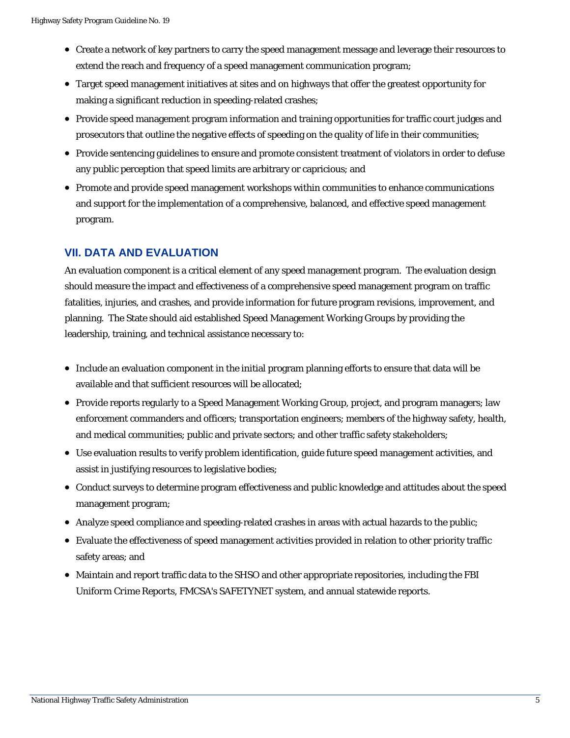- Create a network of key partners to carry the speed management message and leverage their resources to extend the reach and frequency of a speed management communication program;
- Target speed management initiatives at sites and on highways that offer the greatest opportunity for making a significant reduction in speeding-related crashes;
- Provide speed management program information and training opportunities for traffic court judges and prosecutors that outline the negative effects of speeding on the quality of life in their communities;
- Provide sentencing guidelines to ensure and promote consistent treatment of violators in order to defuse any public perception that speed limits are arbitrary or capricious; and
- Promote and provide speed management workshops within communities to enhance communications and support for the implementation of a comprehensive, balanced, and effective speed management program.

## VII. DATA AND EVALUATION

An evaluation component is a critical element of any speed management program. The evaluation design should measure the impact and effectiveness of a comprehensive speed management program on traffic fatalities, injuries, and crashes, and provide information for future program revisions, improvement, and planning. The State should aid established Speed Management Working Groups by providing the leadership, training, and technical assistance necessary to:

- Include an evaluation component in the initial program planning efforts to ensure that data will be available and that sufficient resources will be allocated;
- Provide reports regularly to a Speed Management Working Group, project, and program managers; law enforcement commanders and officers; transportation engineers; members of the highway safety, health, and medical communities; public and private sectors; and other traffic safety stakeholders;
- Use evaluation results to verify problem identification, guide future speed management activities, and assist in justifying resources to legislative bodies;
- Conduct surveys to determine program effectiveness and public knowledge and attitudes about the speed management program;
- Analyze speed compliance and speeding-related crashes in areas with actual hazards to the public;
- Evaluate the effectiveness of speed management activities provided in relation to other priority traffic safety areas; and
- Maintain and report traffic data to the SHSO and other appropriate repositories, including the FBI Uniform Crime Reports, FMCSA's SAFETYNET system, and annual statewide reports.